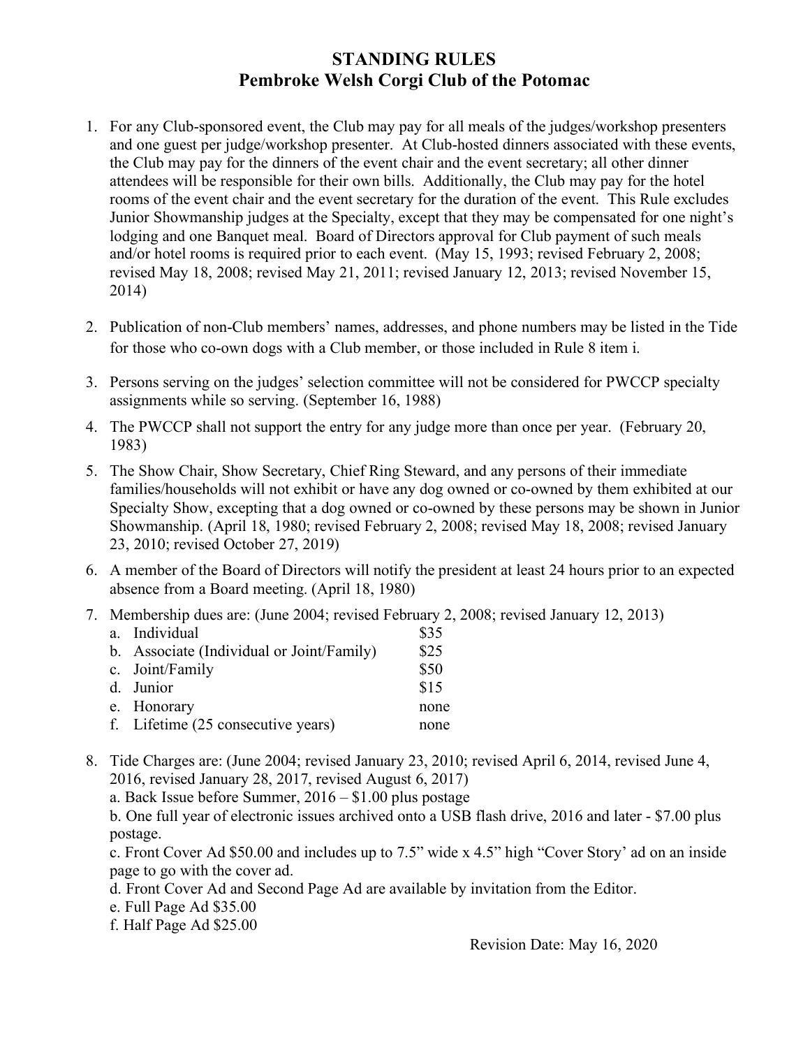# STANDING RULES
## Pembroke Welsh Corgi Club of the Potomac

1. For any Club-sponsored event, the Club may pay for all meals of the judges/workshop presenters and one guest per judge/workshop presenter. At Club-hosted dinners associated with these events, the Club may pay for the dinners of the event chair and the event secretary; all other dinner attendees will be responsible for their own bills. Additionally, the Club may pay for the hotel rooms of the event chair and the event secretary for the duration of the event. This Rule excludes Junior Showmanship judges at the Specialty, except that they may be compensated for one night's lodging and one Banquet meal. Board of Directors approval for Club payment of such meals and/or hotel rooms is required prior to each event. (May 15, 1993; revised February 2, 2008; revised May 18, 2008; revised May 21, 2011; revised January 12, 2013; revised November 15, 2014)

2. Publication of non-Club members' names, addresses, and phone numbers may be listed in the Tide for those who co-own dogs with a Club member, or those included in Rule 8 item i.

3. Persons serving on the judges' selection committee will not be considered for PWCCP specialty assignments while so serving. (September 16, 1988)

4. The PWCCP shall not support the entry for any judge more than once per year. (February 20, 1983)

5. The Show Chair, Show Secretary, Chief Ring Steward, and any persons of their immediate families/households will not exhibit or have any dog owned or co-owned by them exhibited at our Specialty Show, excepting that a dog owned or co-owned by these persons may be shown in Junior Showmanship. (April 18, 1980; revised February 2, 2008; revised May 18, 2008; revised January 23, 2010; revised October 27, 2019)

6. A member of the Board of Directors will notify the president at least 24 hours prior to an expected absence from a Board meeting. (April 18, 1980)

7. Membership dues are: (June 2004; revised February 2, 2008; revised January 12, 2013)
   a. Individual — $35
   b. Associate (Individual or Joint/Family) — $25
   c. Joint/Family — $50
   d. Junior — $15
   e. Honorary — none
   f. Lifetime (25 consecutive years) — none

8. Tide Charges are: (June 2004; revised January 23, 2010; revised April 6, 2014, revised June 4, 2016, revised January 28, 2017, revised August 6, 2017)
   a. Back Issue before Summer, 2016 – $1.00 plus postage
   b. One full year of electronic issues archived onto a USB flash drive, 2016 and later - $7.00 plus postage.
   c. Front Cover Ad $50.00 and includes up to 7.5" wide x 4.5" high "Cover Story' ad on an inside page to go with the cover ad.
   d. Front Cover Ad and Second Page Ad are available by invitation from the Editor.
   e. Full Page Ad $35.00
   f. Half Page Ad $25.00

Revision Date: May 16, 2020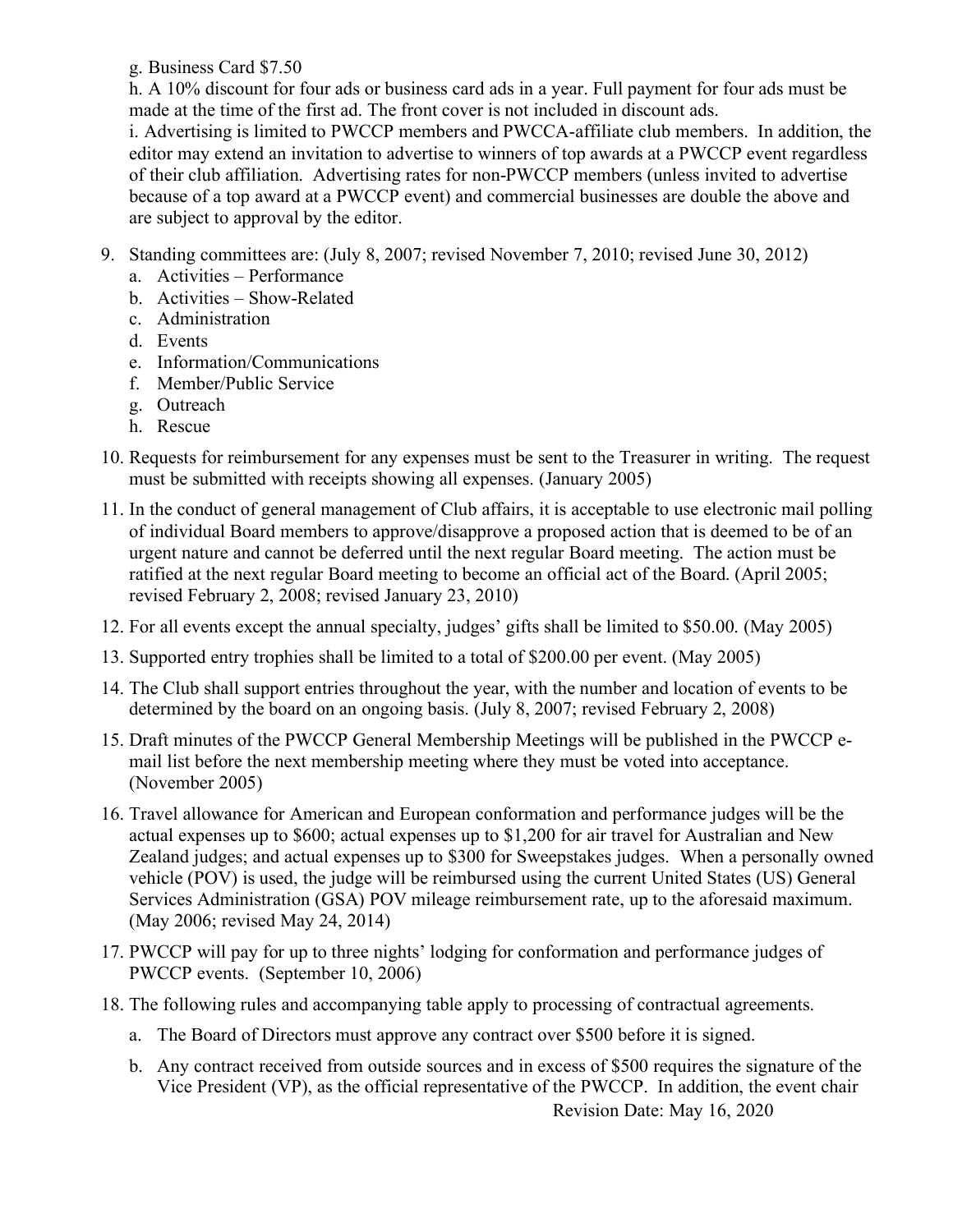g. Business Card $7.50

h. A 10% discount for four ads or business card ads in a year. Full payment for four ads must be made at the time of the first ad. The front cover is not included in discount ads.

i. Advertising is limited to PWCCP members and PWCCA-affiliate club members. In addition, the editor may extend an invitation to advertise to winners of top awards at a PWCCP event regardless of their club affiliation. Advertising rates for non-PWCCP members (unless invited to advertise because of a top award at a PWCCP event) and commercial businesses are double the above and are subject to approval by the editor.

9. Standing committees are: (July 8, 2007; revised November 7, 2010; revised June 30, 2012)
   a. Activities – Performance
   b. Activities – Show-Related
   c. Administration
   d. Events
   e. Information/Communications
   f. Member/Public Service
   g. Outreach
   h. Rescue
10. Requests for reimbursement for any expenses must be sent to the Treasurer in writing. The request must be submitted with receipts showing all expenses. (January 2005)
11. In the conduct of general management of Club affairs, it is acceptable to use electronic mail polling of individual Board members to approve/disapprove a proposed action that is deemed to be of an urgent nature and cannot be deferred until the next regular Board meeting. The action must be ratified at the next regular Board meeting to become an official act of the Board. (April 2005; revised February 2, 2008; revised January 23, 2010)
12. For all events except the annual specialty, judges' gifts shall be limited to $50.00. (May 2005)
13. Supported entry trophies shall be limited to a total of $200.00 per event. (May 2005)
14. The Club shall support entries throughout the year, with the number and location of events to be determined by the board on an ongoing basis. (July 8, 2007; revised February 2, 2008)
15. Draft minutes of the PWCCP General Membership Meetings will be published in the PWCCP e-mail list before the next membership meeting where they must be voted into acceptance. (November 2005)
16. Travel allowance for American and European conformation and performance judges will be the actual expenses up to $600; actual expenses up to $1,200 for air travel for Australian and New Zealand judges; and actual expenses up to $300 for Sweepstakes judges. When a personally owned vehicle (POV) is used, the judge will be reimbursed using the current United States (US) General Services Administration (GSA) POV mileage reimbursement rate, up to the aforesaid maximum. (May 2006; revised May 24, 2014)
17. PWCCP will pay for up to three nights' lodging for conformation and performance judges of PWCCP events. (September 10, 2006)
18. The following rules and accompanying table apply to processing of contractual agreements.
    a. The Board of Directors must approve any contract over $500 before it is signed.
    b. Any contract received from outside sources and in excess of $500 requires the signature of the Vice President (VP), as the official representative of the PWCCP. In addition, the event chair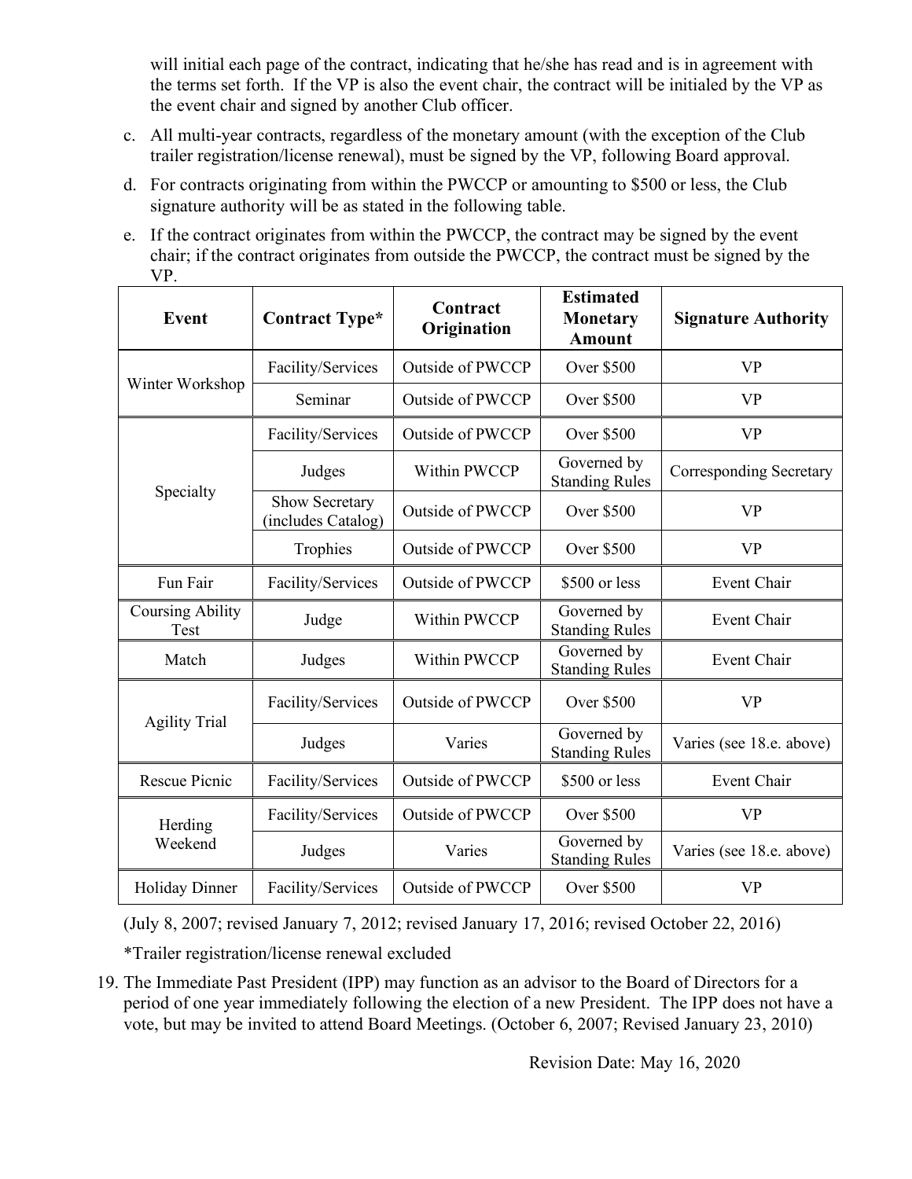will initial each page of the contract, indicating that he/she has read and is in agreement with the terms set forth. If the VP is also the event chair, the contract will be initialed by the VP as the event chair and signed by another Club officer.

c. All multi-year contracts, regardless of the monetary amount (with the exception of the Club trailer registration/license renewal), must be signed by the VP, following Board approval.

d. For contracts originating from within the PWCCP or amounting to $500 or less, the Club signature authority will be as stated in the following table.

e. If the contract originates from within the PWCCP, the contract may be signed by the event chair; if the contract originates from outside the PWCCP, the contract must be signed by the VP.

| Event | Contract Type* | Contract Origination | Estimated Monetary Amount | Signature Authority |
|---|---|---|---|---|
| Winter Workshop | Facility/Services | Outside of PWCCP | Over $500 | VP |
| | Seminar | Outside of PWCCP | Over $500 | VP |
| Specialty | Facility/Services | Outside of PWCCP | Over $500 | VP |
| | Judges | Within PWCCP | Governed by Standing Rules | Corresponding Secretary |
| | Show Secretary (includes Catalog) | Outside of PWCCP | Over $500 | VP |
| | Trophies | Outside of PWCCP | Over $500 | VP |
| Fun Fair | Facility/Services | Outside of PWCCP | $500 or less | Event Chair |
| Coursing Ability Test | Judge | Within PWCCP | Governed by Standing Rules | Event Chair |
| Match | Judges | Within PWCCP | Governed by Standing Rules | Event Chair |
| Agility Trial | Facility/Services | Outside of PWCCP | Over $500 | VP |
| | Judges | Varies | Governed by Standing Rules | Varies (see 18.e. above) |
| Rescue Picnic | Facility/Services | Outside of PWCCP | $500 or less | Event Chair |
| Herding Weekend | Facility/Services | Outside of PWCCP | Over $500 | VP |
| | Judges | Varies | Governed by Standing Rules | Varies (see 18.e. above) |
| Holiday Dinner | Facility/Services | Outside of PWCCP | Over $500 | VP |

(July 8, 2007; revised January 7, 2012; revised January 17, 2016; revised October 22, 2016)

*Trailer registration/license renewal excluded

19. The Immediate Past President (IPP) may function as an advisor to the Board of Directors for a period of one year immediately following the election of a new President. The IPP does not have a vote, but may be invited to attend Board Meetings. (October 6, 2007; Revised January 23, 2010)

Revision Date: May 16, 2020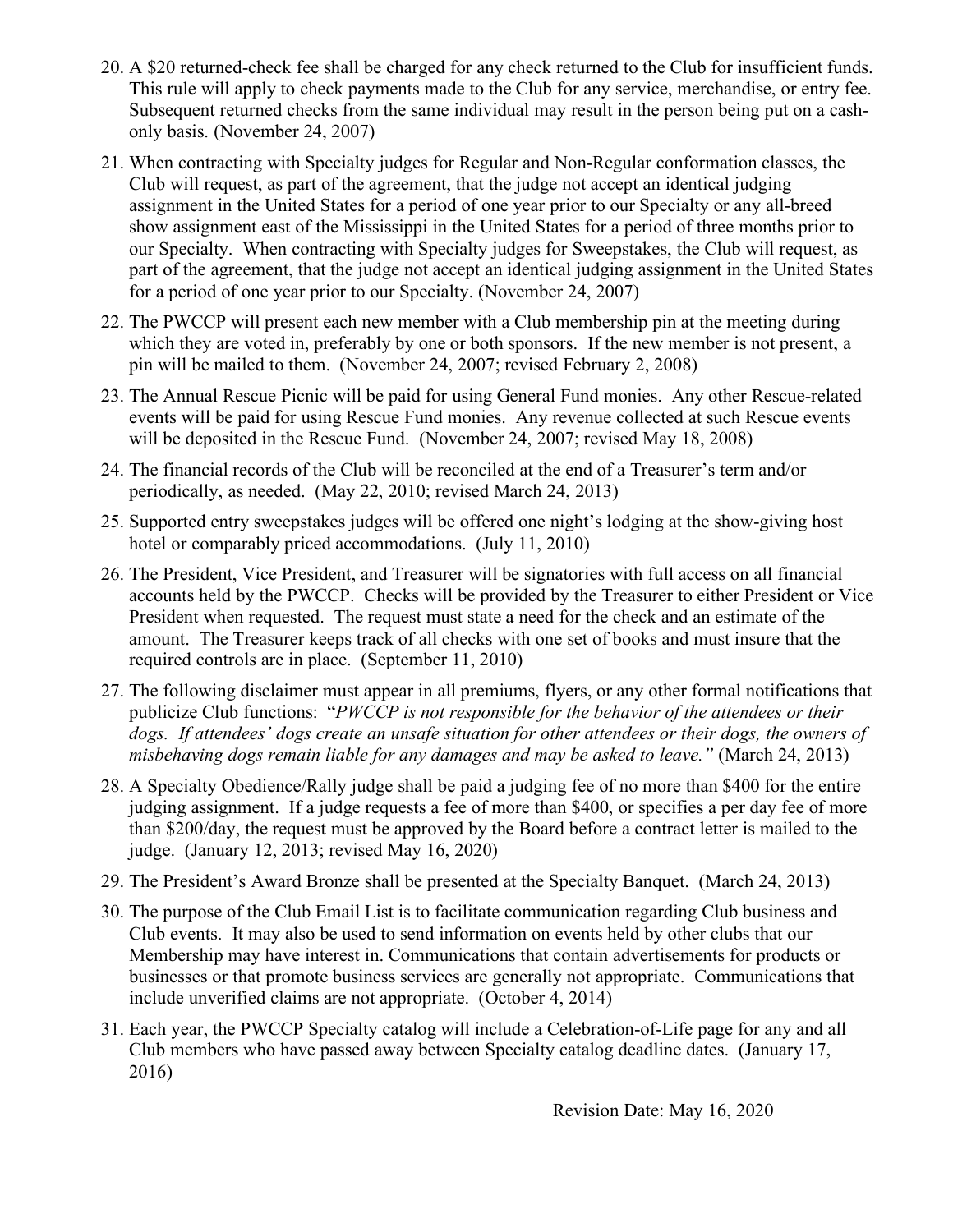20. A $20 returned-check fee shall be charged for any check returned to the Club for insufficient funds. This rule will apply to check payments made to the Club for any service, merchandise, or entry fee. Subsequent returned checks from the same individual may result in the person being put on a cash-only basis. (November 24, 2007)

21. When contracting with Specialty judges for Regular and Non-Regular conformation classes, the Club will request, as part of the agreement, that the judge not accept an identical judging assignment in the United States for a period of one year prior to our Specialty or any all-breed show assignment east of the Mississippi in the United States for a period of three months prior to our Specialty. When contracting with Specialty judges for Sweepstakes, the Club will request, as part of the agreement, that the judge not accept an identical judging assignment in the United States for a period of one year prior to our Specialty. (November 24, 2007)

22. The PWCCP will present each new member with a Club membership pin at the meeting during which they are voted in, preferably by one or both sponsors. If the new member is not present, a pin will be mailed to them. (November 24, 2007; revised February 2, 2008)

23. The Annual Rescue Picnic will be paid for using General Fund monies. Any other Rescue-related events will be paid for using Rescue Fund monies. Any revenue collected at such Rescue events will be deposited in the Rescue Fund. (November 24, 2007; revised May 18, 2008)

24. The financial records of the Club will be reconciled at the end of a Treasurer's term and/or periodically, as needed. (May 22, 2010; revised March 24, 2013)

25. Supported entry sweepstakes judges will be offered one night's lodging at the show-giving host hotel or comparably priced accommodations. (July 11, 2010)

26. The President, Vice President, and Treasurer will be signatories with full access on all financial accounts held by the PWCCP. Checks will be provided by the Treasurer to either President or Vice President when requested. The request must state a need for the check and an estimate of the amount. The Treasurer keeps track of all checks with one set of books and must insure that the required controls are in place. (September 11, 2010)

27. The following disclaimer must appear in all premiums, flyers, or any other formal notifications that publicize Club functions: "*PWCCP is not responsible for the behavior of the attendees or their dogs. If attendees' dogs create an unsafe situation for other attendees or their dogs, the owners of misbehaving dogs remain liable for any damages and may be asked to leave."* (March 24, 2013)

28. A Specialty Obedience/Rally judge shall be paid a judging fee of no more than $400 for the entire judging assignment. If a judge requests a fee of more than $400, or specifies a per day fee of more than $200/day, the request must be approved by the Board before a contract letter is mailed to the judge. (January 12, 2013; revised May 16, 2020)

29. The President's Award Bronze shall be presented at the Specialty Banquet. (March 24, 2013)

30. The purpose of the Club Email List is to facilitate communication regarding Club business and Club events. It may also be used to send information on events held by other clubs that our Membership may have interest in. Communications that contain advertisements for products or businesses or that promote business services are generally not appropriate. Communications that include unverified claims are not appropriate. (October 4, 2014)

31. Each year, the PWCCP Specialty catalog will include a Celebration-of-Life page for any and all Club members who have passed away between Specialty catalog deadline dates. (January 17, 2016)

Revision Date: May 16, 2020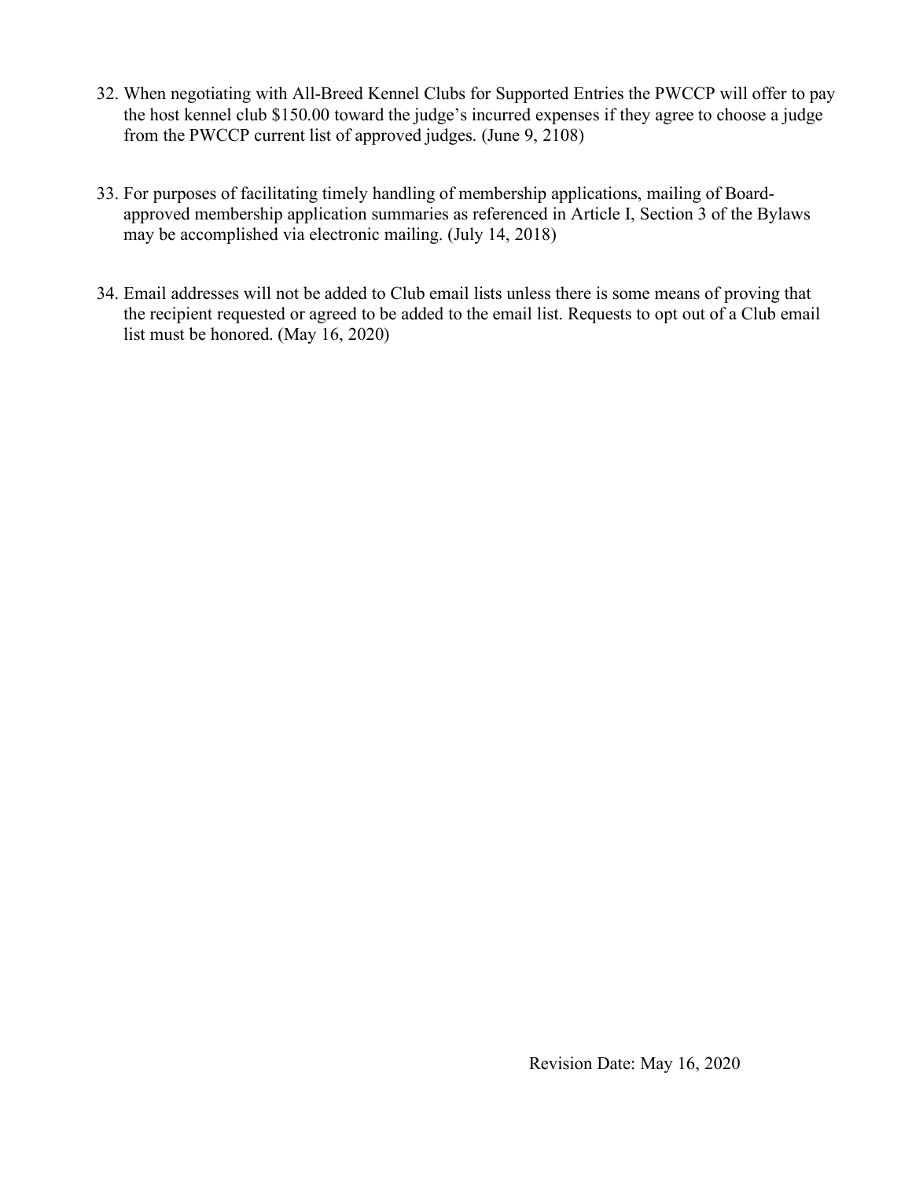32. When negotiating with All-Breed Kennel Clubs for Supported Entries the PWCCP will offer to pay the host kennel club $150.00 toward the judge's incurred expenses if they agree to choose a judge from the PWCCP current list of approved judges. (June 9, 2108)

33. For purposes of facilitating timely handling of membership applications, mailing of Board-approved membership application summaries as referenced in Article I, Section 3 of the Bylaws may be accomplished via electronic mailing. (July 14, 2018)

34. Email addresses will not be added to Club email lists unless there is some means of proving that the recipient requested or agreed to be added to the email list. Requests to opt out of a Club email list must be honored. (May 16, 2020)

Revision Date: May 16, 2020